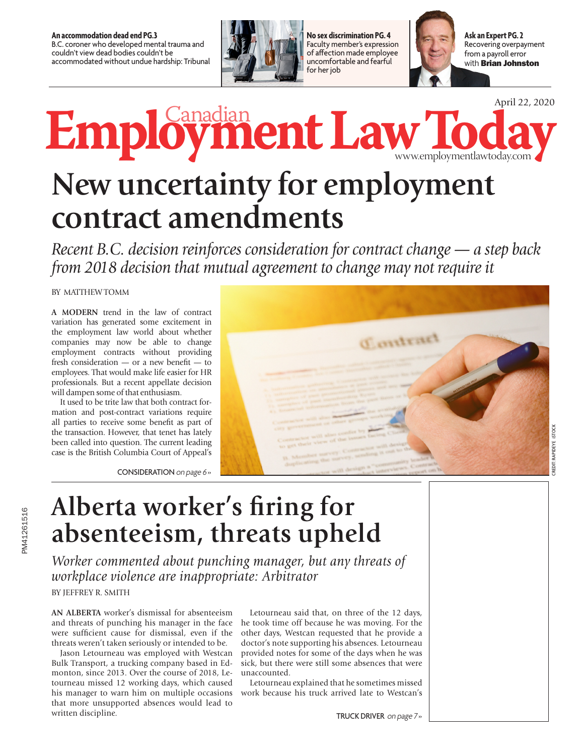**An accommodation dead end PG.3**
B.C. coroner who developed mental trauma and couldn't view dead bodies couldn't be accommodated without undue hardship: Tribunal

**No sex discrimination PG. 4**
Faculty member's expression of affection made employee uncomfortable and fearful for her job

**Ask an Expert PG. 2**
Recovering overpayment from a payroll error with **Brian Johnston**

April 22, 2020

# Canadian Employment Law Today

www.employmentlawtoday.com

# New uncertainty for employment contract amendments

*Recent B.C. decision reinforces consideration for contract change — a step back from 2018 decision that mutual agreement to change may not require it*

BY MATTHEW TOMM

**A MODERN** trend in the law of contract variation has generated some excitement in the employment law world about whether companies may now be able to change employment contracts without providing fresh consideration — or a new benefit — to employees. That would make life easier for HR professionals. But a recent appellate decision will dampen some of that enthusiasm.

It used to be trite law that both contract formation and post-contract variations require all parties to receive some benefit as part of the transaction. However, that tenet has lately been called into question. The current leading case is the British Columbia Court of Appeal's

CONSIDERATION *on page 6»*

CREDIT: RAPIDEYE iSTOCK

# Alberta worker's firing for absenteeism, threats upheld

*Worker commented about punching manager, but any threats of workplace violence are inappropriate: Arbitrator*

BY JEFFREY R. SMITH

**AN ALBERTA** worker's dismissal for absenteeism and threats of punching his manager in the face were sufficient cause for dismissal, even if the threats weren't taken seriously or intended to be.

Jason Letourneau was employed with Westcan Bulk Transport, a trucking company based in Edmonton, since 2013. Over the course of 2018, Letourneau missed 12 working days, which caused his manager to warn him on multiple occasions that more unsupported absences would lead to written discipline.

Letourneau said that, on three of the 12 days, he took time off because he was moving. For the other days, Westcan requested that he provide a doctor's note supporting his absences. Letourneau provided notes for some of the days when he was sick, but there were still some absences that were unaccounted.

Letourneau explained that he sometimes missed work because his truck arrived late to Westcan's

TRUCK DRIVER *on page 7»*

PM41261516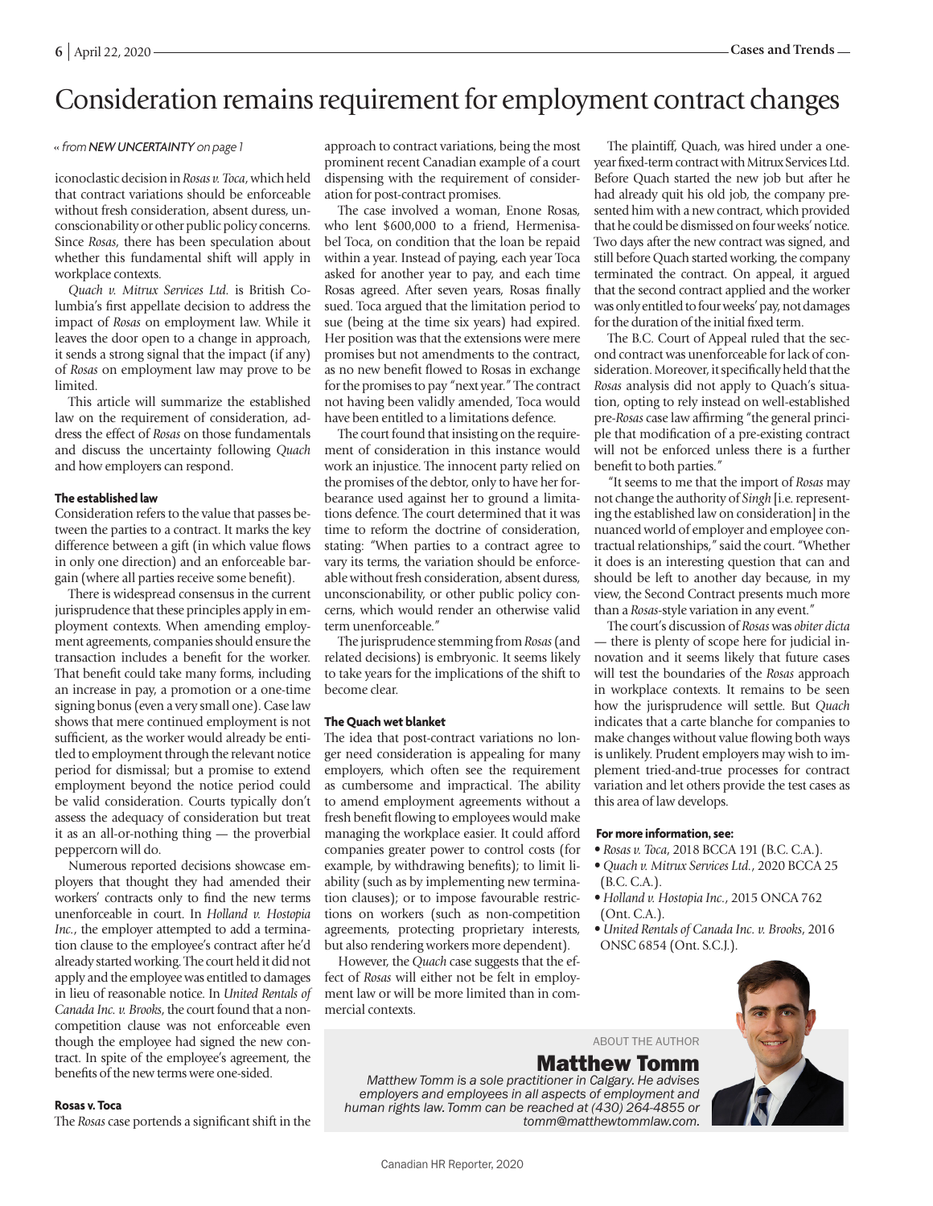# Consideration remains requirement for employment contract changes

*« from* ***NEW UNCERTAINTY*** *on page 1*

iconoclastic decision in *Rosas v. Toca*, which held that contract variations should be enforceable without fresh consideration, absent duress, unconscionability or other public policy concerns. Since *Rosas*, there has been speculation about whether this fundamental shift will apply in workplace contexts.

*Quach v. Mitrux Services Ltd.* is British Columbia's first appellate decision to address the impact of *Rosas* on employment law. While it leaves the door open to a change in approach, it sends a strong signal that the impact (if any) of *Rosas* on employment law may prove to be limited.

This article will summarize the established law on the requirement of consideration, address the effect of *Rosas* on those fundamentals and discuss the uncertainty following *Quach* and how employers can respond.

**The established law**

Consideration refers to the value that passes between the parties to a contract. It marks the key difference between a gift (in which value flows in only one direction) and an enforceable bargain (where all parties receive some benefit).

There is widespread consensus in the current jurisprudence that these principles apply in employment contexts. When amending employment agreements, companies should ensure the transaction includes a benefit for the worker. That benefit could take many forms, including an increase in pay, a promotion or a one-time signing bonus (even a very small one). Case law shows that mere continued employment is not sufficient, as the worker would already be entitled to employment through the relevant notice period for dismissal; but a promise to extend employment beyond the notice period could be valid consideration. Courts typically don't assess the adequacy of consideration but treat it as an all-or-nothing thing — the proverbial peppercorn will do.

Numerous reported decisions showcase employers that thought they had amended their workers' contracts only to find the new terms unenforceable in court. In *Holland v. Hostopia Inc.*, the employer attempted to add a termination clause to the employee's contract after he'd already started working. The court held it did not apply and the employee was entitled to damages in lieu of reasonable notice. In *United Rentals of Canada Inc. v. Brooks*, the court found that a non-competition clause was not enforceable even though the employee had signed the new contract. In spite of the employee's agreement, the benefits of the new terms were one-sided.

**Rosas v. Toca**

The *Rosas* case portends a significant shift in the approach to contract variations, being the most prominent recent Canadian example of a court dispensing with the requirement of consideration for post-contract promises.

The case involved a woman, Enone Rosas, who lent $600,000 to a friend, Hermenisabel Toca, on condition that the loan be repaid within a year. Instead of paying, each year Toca asked for another year to pay, and each time Rosas agreed. After seven years, Rosas finally sued. Toca argued that the limitation period to sue (being at the time six years) had expired. Her position was that the extensions were mere promises but not amendments to the contract, as no new benefit flowed to Rosas in exchange for the promises to pay "next year." The contract not having been validly amended, Toca would have been entitled to a limitations defence.

The court found that insisting on the requirement of consideration in this instance would work an injustice. The innocent party relied on the promises of the debtor, only to have her forbearance used against her to ground a limitations defence. The court determined that it was time to reform the doctrine of consideration, stating: "When parties to a contract agree to vary its terms, the variation should be enforceable without fresh consideration, absent duress, unconscionability, or other public policy concerns, which would render an otherwise valid term unenforceable."

The jurisprudence stemming from *Rosas* (and related decisions) is embryonic. It seems likely to take years for the implications of the shift to become clear.

**The Quach wet blanket**

The idea that post-contract variations no longer need consideration is appealing for many employers, which often see the requirement as cumbersome and impractical. The ability to amend employment agreements without a fresh benefit flowing to employees would make managing the workplace easier. It could afford companies greater power to control costs (for example, by withdrawing benefits); to limit liability (such as by implementing new termination clauses); or to impose favourable restrictions on workers (such as non-competition agreements, protecting proprietary interests, but also rendering workers more dependent).

However, the *Quach* case suggests that the effect of *Rosas* will either not be felt in employment law or will be more limited than in commercial contexts.

The plaintiff, Quach, was hired under a one-year fixed-term contract with Mitrux Services Ltd. Before Quach started the new job but after he had already quit his old job, the company presented him with a new contract, which provided that he could be dismissed on four weeks' notice. Two days after the new contract was signed, and still before Quach started working, the company terminated the contract. On appeal, it argued that the second contract applied and the worker was only entitled to four weeks' pay, not damages for the duration of the initial fixed term.

The B.C. Court of Appeal ruled that the second contract was unenforceable for lack of consideration. Moreover, it specifically held that the *Rosas* analysis did not apply to Quach's situation, opting to rely instead on well-established pre-*Rosas* case law affirming "the general principle that modification of a pre-existing contract will not be enforced unless there is a further benefit to both parties."

"It seems to me that the import of *Rosas* may not change the authority of *Singh* [i.e. representing the established law on consideration] in the nuanced world of employer and employee contractual relationships," said the court. "Whether it does is an interesting question that can and should be left to another day because, in my view, the Second Contract presents much more than a *Rosas*-style variation in any event."

The court's discussion of *Rosas* was *obiter dicta* — there is plenty of scope here for judicial innovation and it seems likely that future cases will test the boundaries of the *Rosas* approach in workplace contexts. It remains to be seen how the jurisprudence will settle. But *Quach* indicates that a carte blanche for companies to make changes without value flowing both ways is unlikely. Prudent employers may wish to implement tried-and-true processes for contract variation and let others provide the test cases as this area of law develops.

**For more information, see:**

- *Rosas v. Toca*, 2018 BCCA 191 (B.C. C.A.).
- *Quach v. Mitrux Services Ltd.*, 2020 BCCA 25 (B.C. C.A.).
- *Holland v. Hostopia Inc.*, 2015 ONCA 762 (Ont. C.A.).
- *United Rentals of Canada Inc. v. Brooks*, 2016 ONSC 6854 (Ont. S.C.J.).

ABOUT THE AUTHOR

**Matthew Tomm**

*Matthew Tomm is a sole practitioner in Calgary. He advises employers and employees in all aspects of employment and human rights law. Tomm can be reached at (430) 264-4855 or tomm@matthewtommlaw.com.*